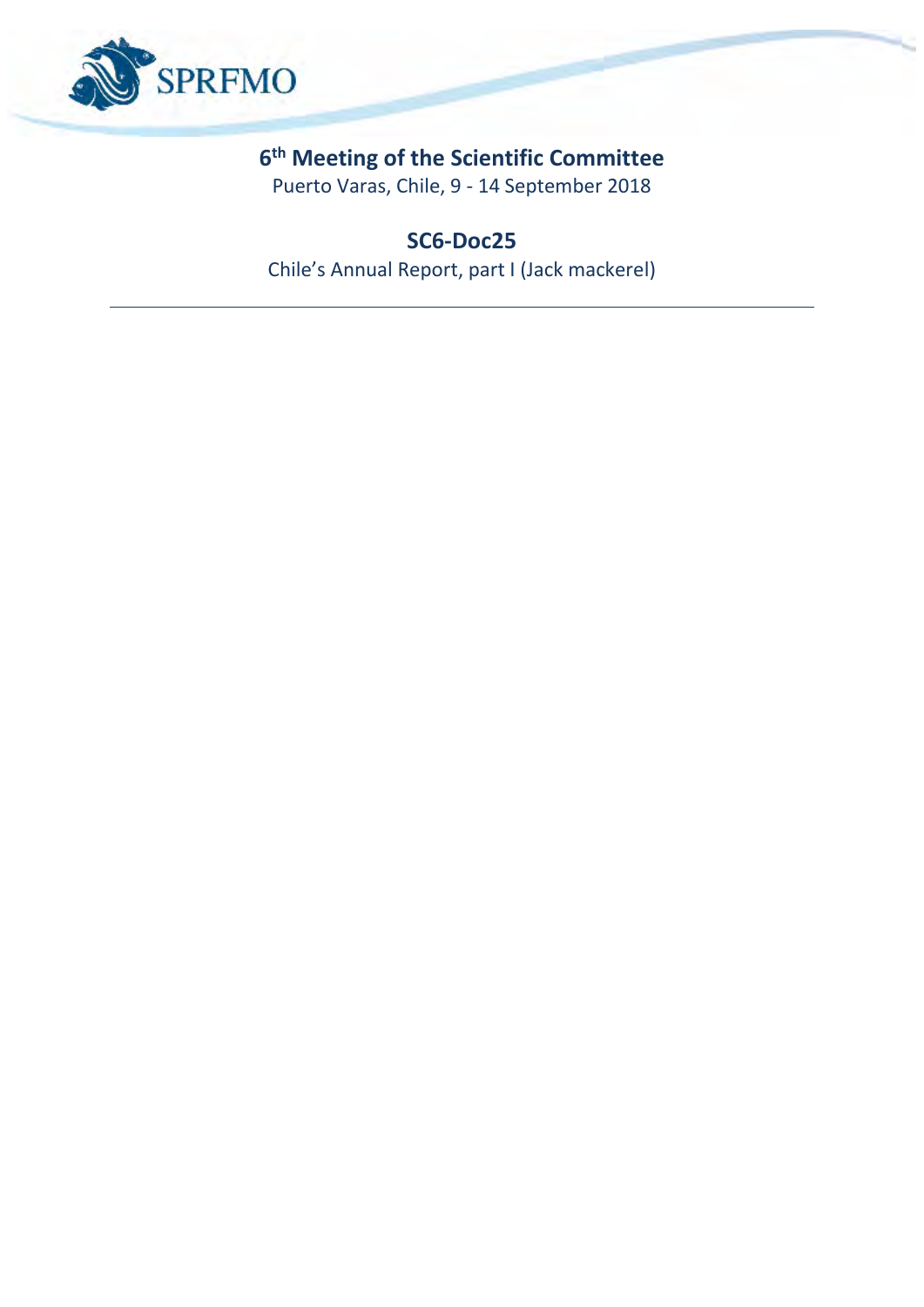SPRFMO

# 6th Meeting of the Scientific Committee

Puerto Varas, Chile, 9 - 14 September 2018

## SC6-Doc25

Chile's Annual Report, part I (Jack mackerel)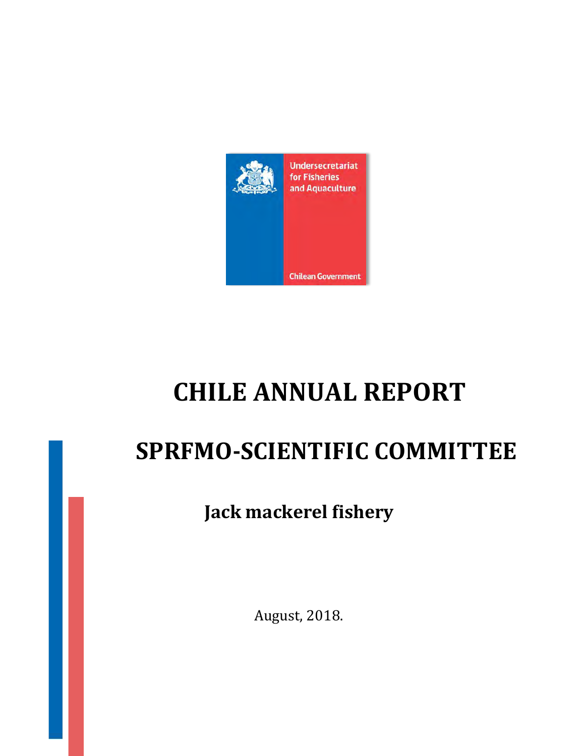Undersecretariat for Fisheries and Aquaculture

Chilean Government

# CHILE ANNUAL REPORT

## SPRFMO-SCIENTIFIC COMMITTEE

### Jack mackerel fishery

August, 2018.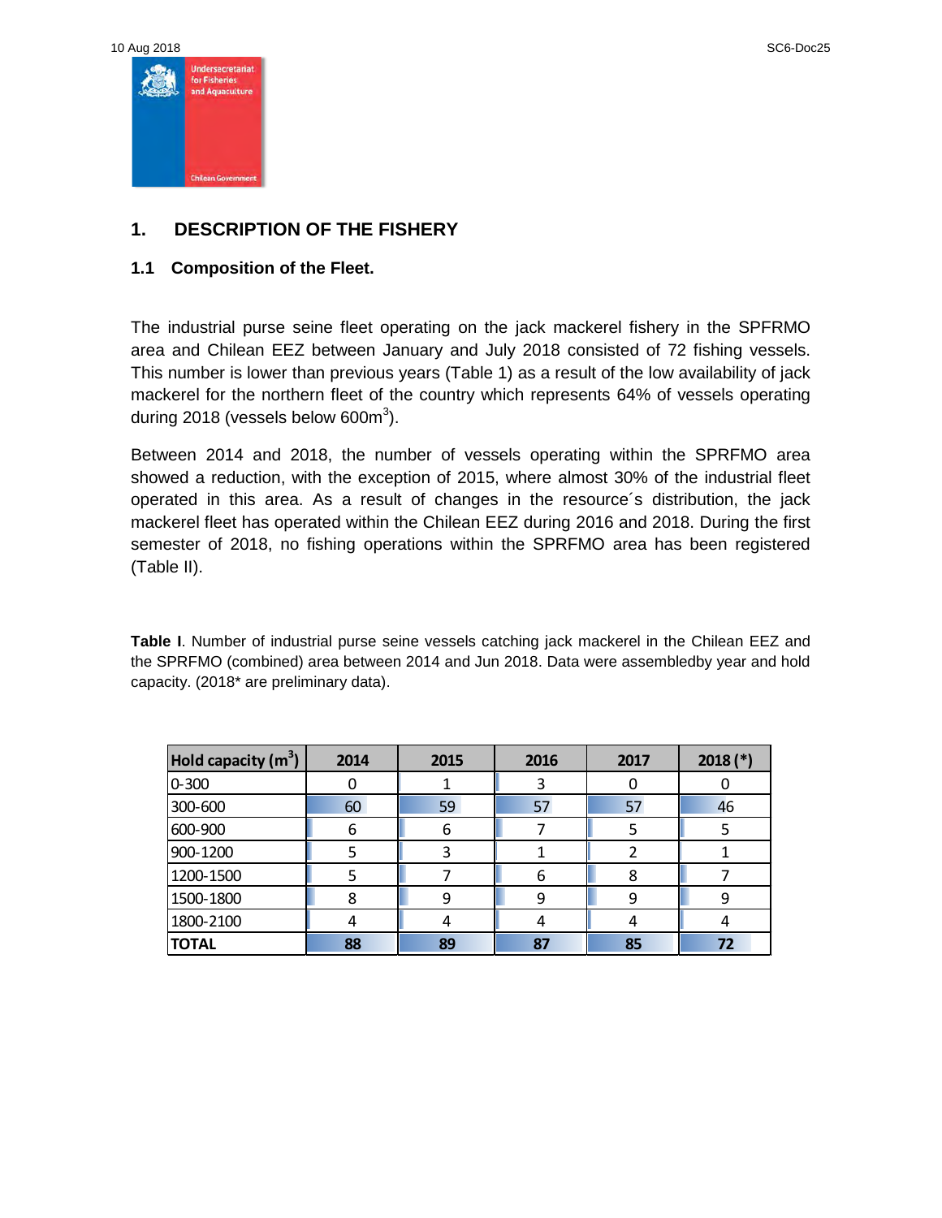## 1. DESCRIPTION OF THE FISHERY

### 1.1 Composition of the Fleet.

The industrial purse seine fleet operating on the jack mackerel fishery in the SPFRMO area and Chilean EEZ between January and July 2018 consisted of 72 fishing vessels. This number is lower than previous years (Table 1) as a result of the low availability of jack mackerel for the northern fleet of the country which represents 64% of vessels operating during 2018 (vessels below 600m$^3$).

Between 2014 and 2018, the number of vessels operating within the SPRFMO area showed a reduction, with the exception of 2015, where almost 30% of the industrial fleet operated in this area. As a result of changes in the resource´s distribution, the jack mackerel fleet has operated within the Chilean EEZ during 2016 and 2018. During the first semester of 2018, no fishing operations within the SPRFMO area has been registered (Table II).

**Table I**. Number of industrial purse seine vessels catching jack mackerel in the Chilean EEZ and the SPRFMO (combined) area between 2014 and Jun 2018. Data were assembledby year and hold capacity. (2018* are preliminary data).

| Hold capacity (m$^3$) | 2014 | 2015 | 2016 | 2017 | 2018 (*) |
|---|---|---|---|---|---|
| 0-300 | 0 | 1 | 3 | 0 | 0 |
| 300-600 | 60 | 59 | 57 | 57 | 46 |
| 600-900 | 6 | 6 | 7 | 5 | 5 |
| 900-1200 | 5 | 3 | 1 | 2 | 1 |
| 1200-1500 | 5 | 7 | 6 | 8 | 7 |
| 1500-1800 | 8 | 9 | 9 | 9 | 9 |
| 1800-2100 | 4 | 4 | 4 | 4 | 4 |
| **TOTAL** | **88** | **89** | **87** | **85** | **72** |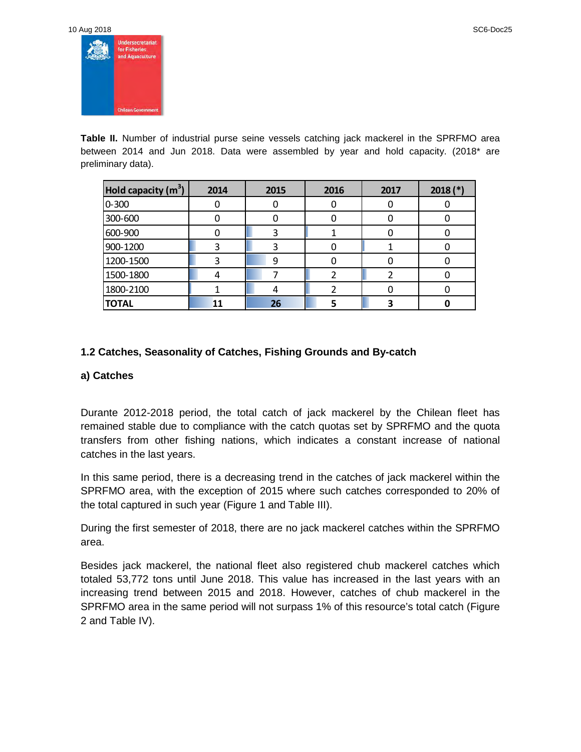**Table II.** Number of industrial purse seine vessels catching jack mackerel in the SPRFMO area between 2014 and Jun 2018. Data were assembled by year and hold capacity. (2018* are preliminary data).

| Hold capacity (m$^3$) | 2014 | 2015 | 2016 | 2017 | 2018 (*) |
|---|---|---|---|---|---|
| 0-300 | 0 | 0 | 0 | 0 | 0 |
| 300-600 | 0 | 0 | 0 | 0 | 0 |
| 600-900 | 0 | 3 | 1 | 0 | 0 |
| 900-1200 | 3 | 3 | 0 | 1 | 0 |
| 1200-1500 | 3 | 9 | 0 | 0 | 0 |
| 1500-1800 | 4 | 7 | 2 | 2 | 0 |
| 1800-2100 | 1 | 4 | 2 | 0 | 0 |
| **TOTAL** | **11** | **26** | **5** | **3** | **0** |

### 1.2 Catches, Seasonality of Catches, Fishing Grounds and By-catch

#### a) Catches

Durante 2012-2018 period, the total catch of jack mackerel by the Chilean fleet has remained stable due to compliance with the catch quotas set by SPRFMO and the quota transfers from other fishing nations, which indicates a constant increase of national catches in the last years.

In this same period, there is a decreasing trend in the catches of jack mackerel within the SPRFMO area, with the exception of 2015 where such catches corresponded to 20% of the total captured in such year (Figure 1 and Table III).

During the first semester of 2018, there are no jack mackerel catches within the SPRFMO area.

Besides jack mackerel, the national fleet also registered chub mackerel catches which totaled 53,772 tons until June 2018. This value has increased in the last years with an increasing trend between 2015 and 2018. However, catches of chub mackerel in the SPRFMO area in the same period will not surpass 1% of this resource's total catch (Figure 2 and Table IV).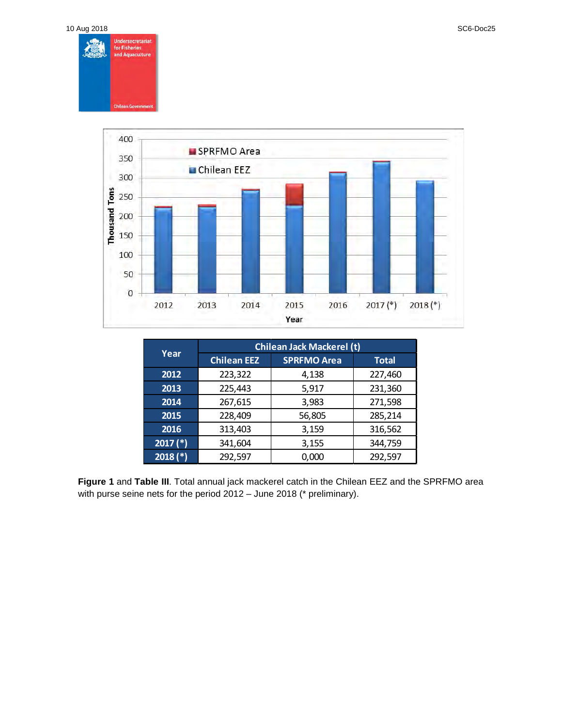| Year | Chilean Jack Mackerel (t) | | |
| --- | --- | --- | --- |
| | Chilean EEZ | SPRFMO Area | Total |
| 2012 | 223,322 | 4,138 | 227,460 |
| 2013 | 225,443 | 5,917 | 231,360 |
| 2014 | 267,615 | 3,983 | 271,598 |
| 2015 | 228,409 | 56,805 | 285,214 |
| 2016 | 313,403 | 3,159 | 316,562 |
| 2017 (*) | 341,604 | 3,155 | 344,759 |
| 2018 (*) | 292,597 | 0,000 | 292,597 |

**Figure 1** and **Table III**. Total annual jack mackerel catch in the Chilean EEZ and the SPRFMO area with purse seine nets for the period 2012 – June 2018 (* preliminary).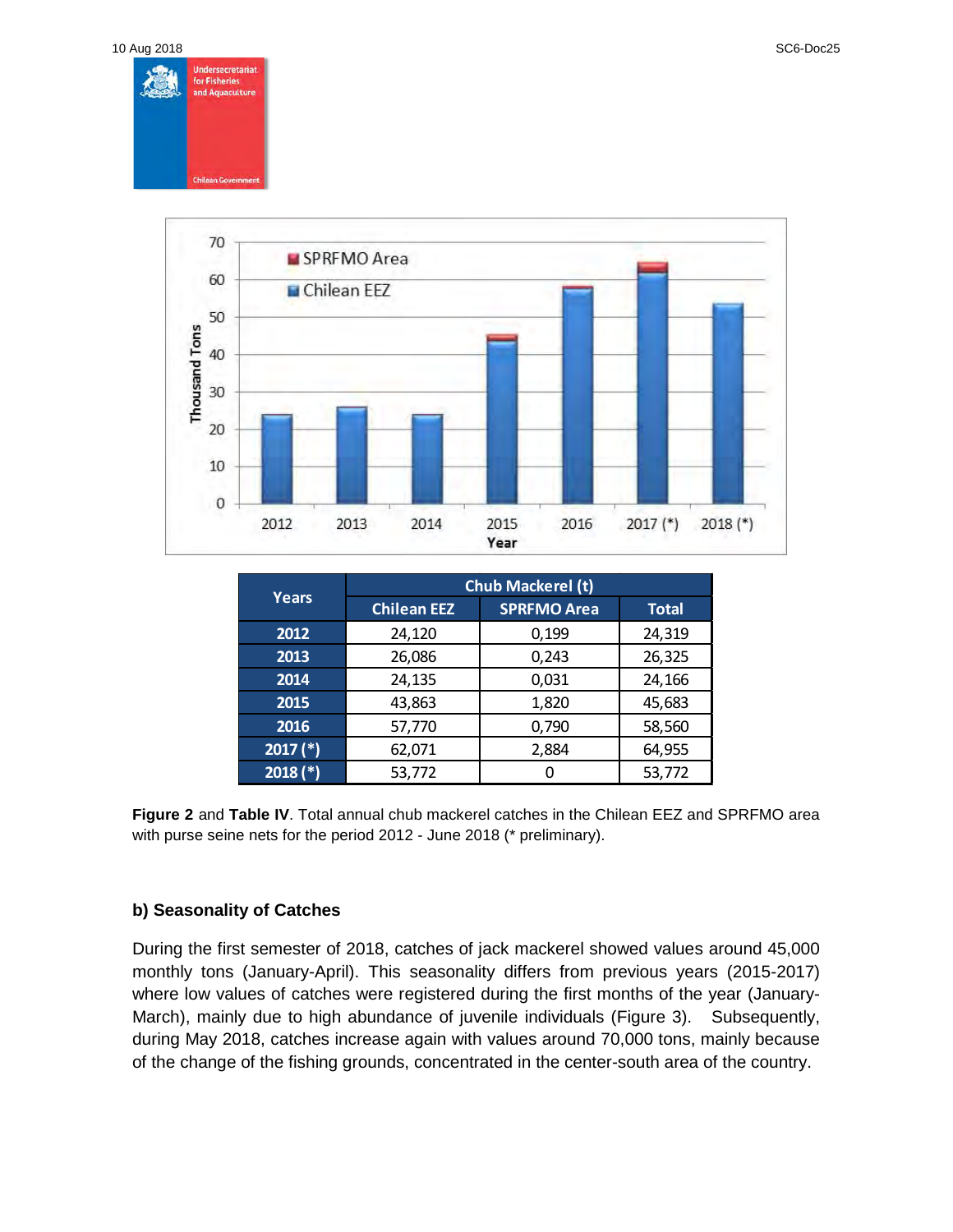| Years | Chub Mackerel (t) | | |
|---|---|---|---|
| | Chilean EEZ | SPRFMO Area | Total |
| 2012 | 24,120 | 0,199 | 24,319 |
| 2013 | 26,086 | 0,243 | 26,325 |
| 2014 | 24,135 | 0,031 | 24,166 |
| 2015 | 43,863 | 1,820 | 45,683 |
| 2016 | 57,770 | 0,790 | 58,560 |
| 2017 (*) | 62,071 | 2,884 | 64,955 |
| 2018 (*) | 53,772 | 0 | 53,772 |

**Figure 2** and **Table IV**. Total annual chub mackerel catches in the Chilean EEZ and SPRFMO area with purse seine nets for the period 2012 - June 2018 (* preliminary).

### b) Seasonality of Catches

During the first semester of 2018, catches of jack mackerel showed values around 45,000 monthly tons (January-April). This seasonality differs from previous years (2015-2017) where low values of catches were registered during the first months of the year (January-March), mainly due to high abundance of juvenile individuals (Figure 3). Subsequently, during May 2018, catches increase again with values around 70,000 tons, mainly because of the change of the fishing grounds, concentrated in the center-south area of the country.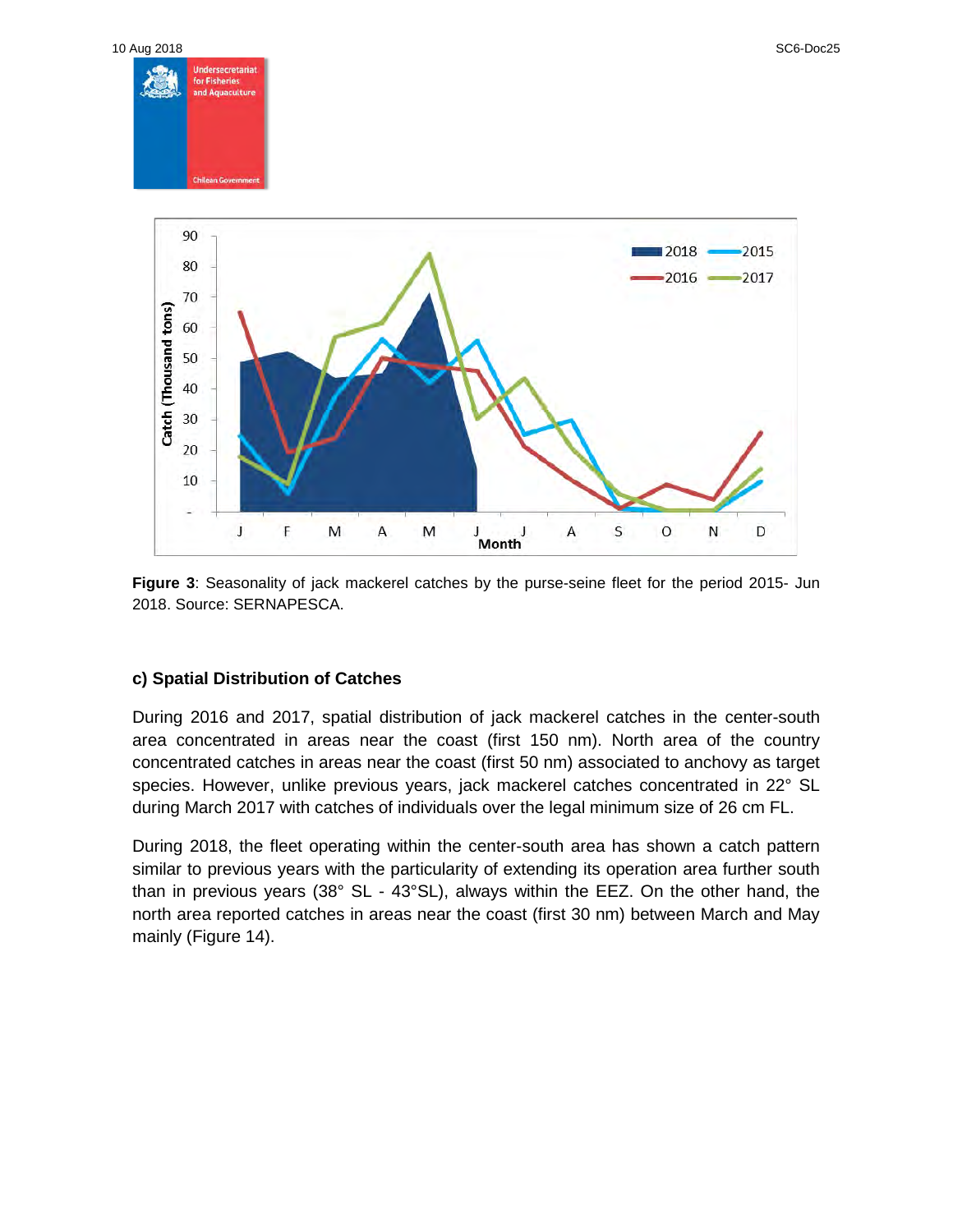**Figure 3**: Seasonality of jack mackerel catches by the purse-seine fleet for the period 2015- Jun 2018. Source: SERNAPESCA.

### c) Spatial Distribution of Catches

During 2016 and 2017, spatial distribution of jack mackerel catches in the center-south area concentrated in areas near the coast (first 150 nm). North area of the country concentrated catches in areas near the coast (first 50 nm) associated to anchovy as target species. However, unlike previous years, jack mackerel catches concentrated in 22° SL during March 2017 with catches of individuals over the legal minimum size of 26 cm FL.

During 2018, the fleet operating within the center-south area has shown a catch pattern similar to previous years with the particularity of extending its operation area further south than in previous years (38° SL - 43°SL), always within the EEZ. On the other hand, the north area reported catches in areas near the coast (first 30 nm) between March and May mainly (Figure 14).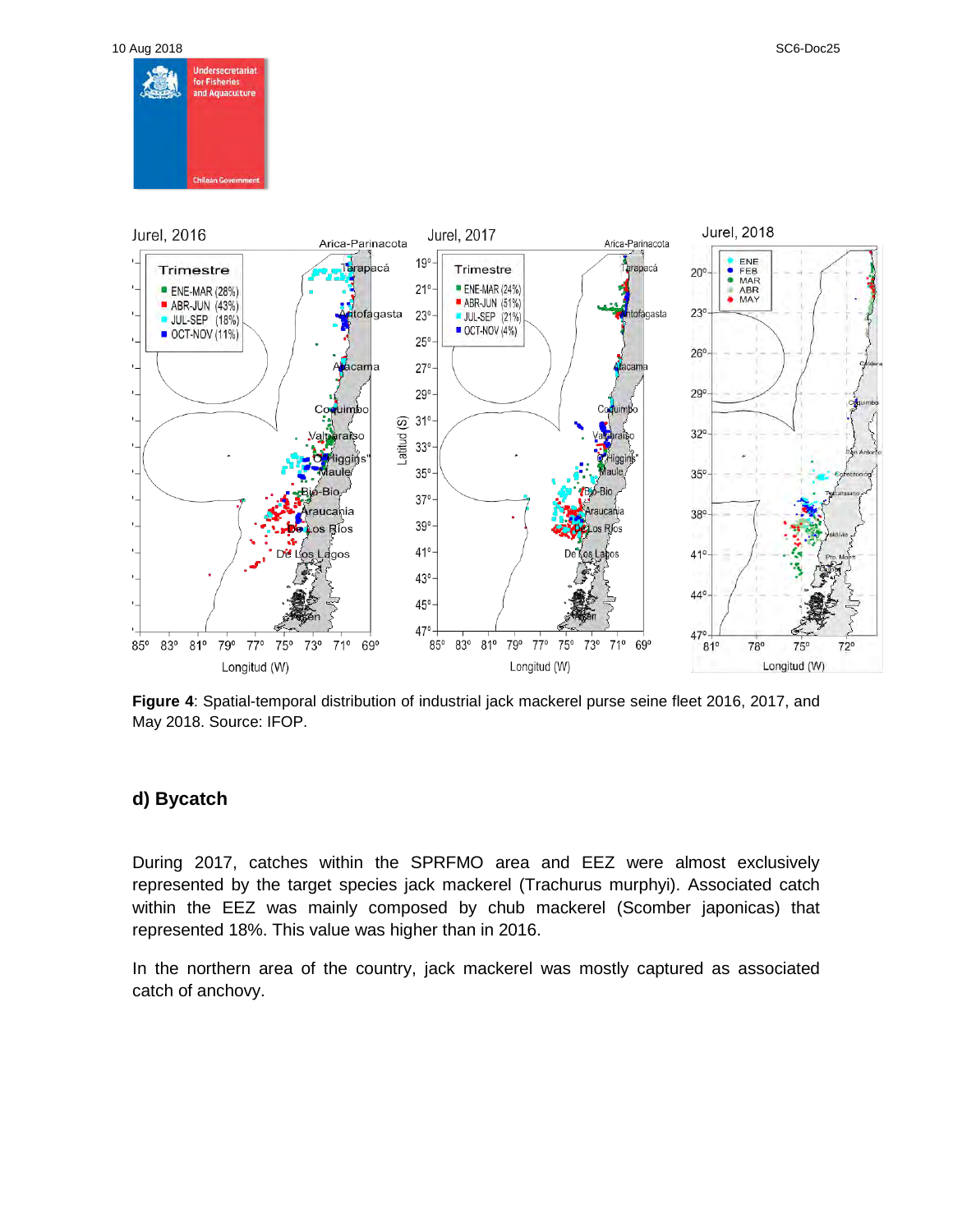**Figure 4**: Spatial-temporal distribution of industrial jack mackerel purse seine fleet 2016, 2017, and May 2018. Source: IFOP.

## d) Bycatch

During 2017, catches within the SPRFMO area and EEZ were almost exclusively represented by the target species jack mackerel (Trachurus murphyi). Associated catch within the EEZ was mainly composed by chub mackerel (Scomber japonicas) that represented 18%. This value was higher than in 2016.

In the northern area of the country, jack mackerel was mostly captured as associated catch of anchovy.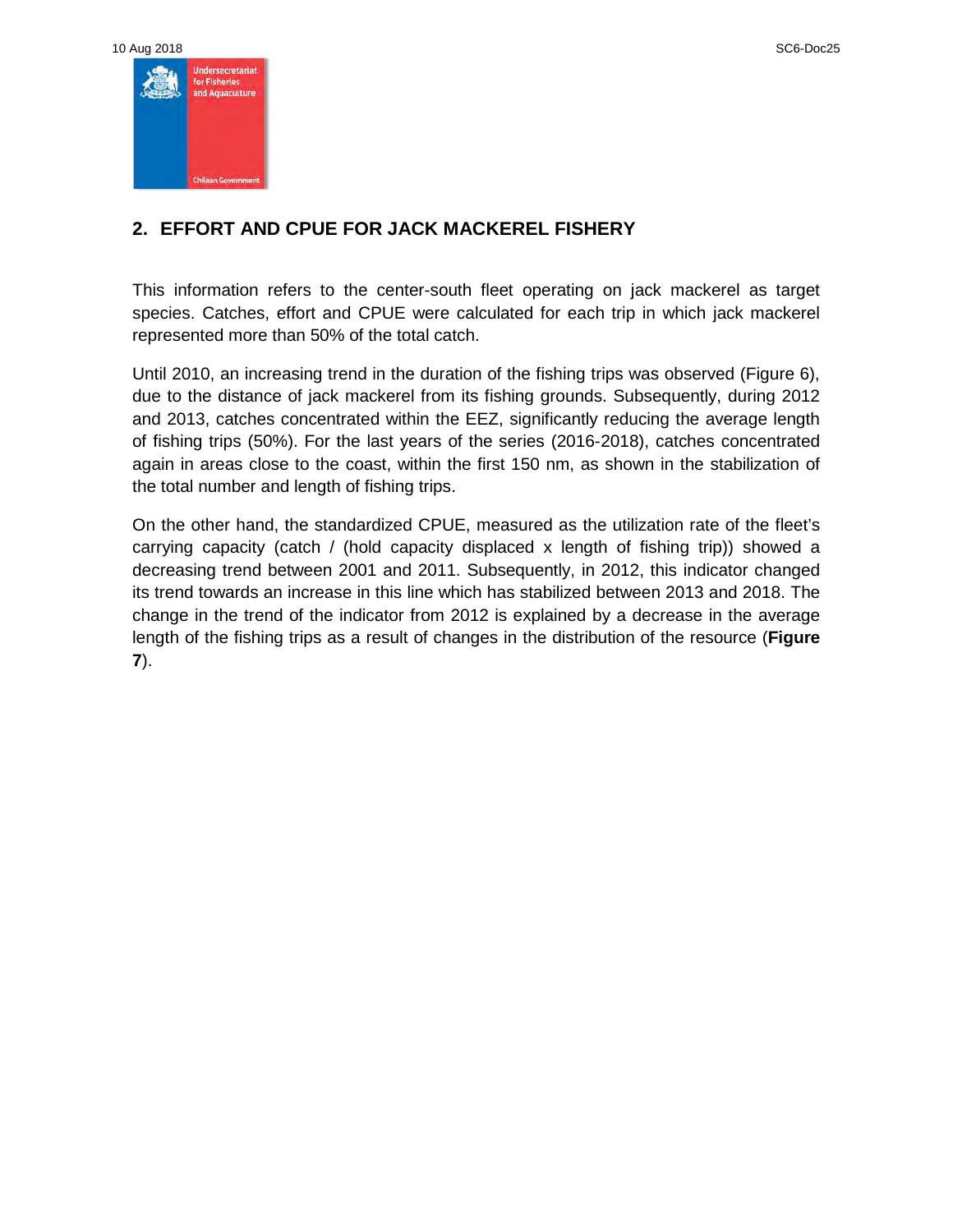## 2. EFFORT AND CPUE FOR JACK MACKEREL FISHERY

This information refers to the center-south fleet operating on jack mackerel as target species. Catches, effort and CPUE were calculated for each trip in which jack mackerel represented more than 50% of the total catch.

Until 2010, an increasing trend in the duration of the fishing trips was observed (Figure 6), due to the distance of jack mackerel from its fishing grounds. Subsequently, during 2012 and 2013, catches concentrated within the EEZ, significantly reducing the average length of fishing trips (50%). For the last years of the series (2016-2018), catches concentrated again in areas close to the coast, within the first 150 nm, as shown in the stabilization of the total number and length of fishing trips.

On the other hand, the standardized CPUE, measured as the utilization rate of the fleet's carrying capacity (catch / (hold capacity displaced x length of fishing trip)) showed a decreasing trend between 2001 and 2011. Subsequently, in 2012, this indicator changed its trend towards an increase in this line which has stabilized between 2013 and 2018. The change in the trend of the indicator from 2012 is explained by a decrease in the average length of the fishing trips as a result of changes in the distribution of the resource (**Figure 7**).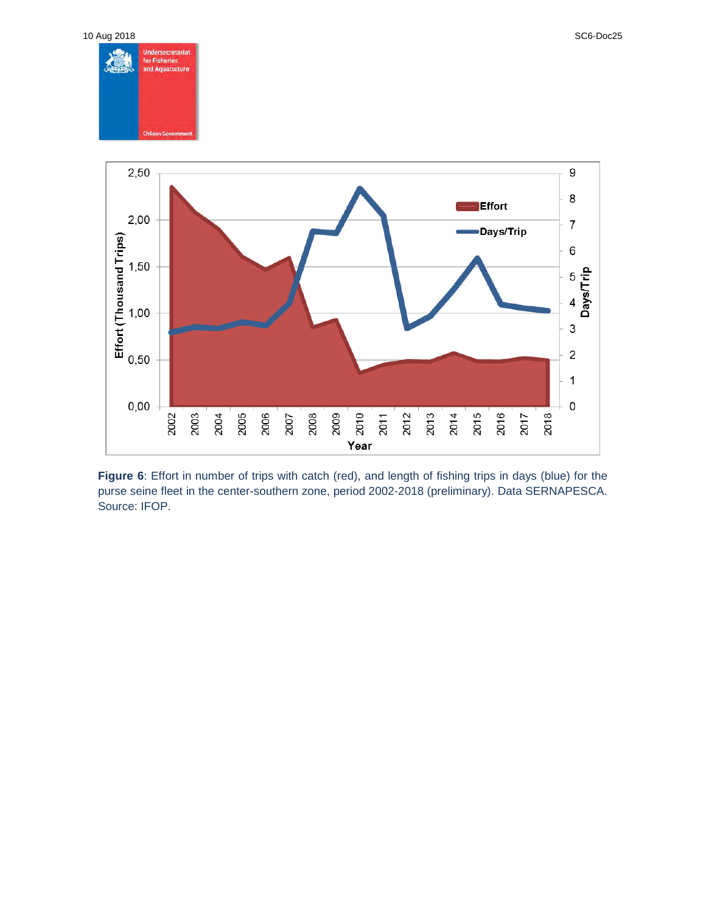**Figure 6**: Effort in number of trips with catch (red), and length of fishing trips in days (blue) for the purse seine fleet in the center-southern zone, period 2002-2018 (preliminary). Data SERNAPESCA. Source: IFOP.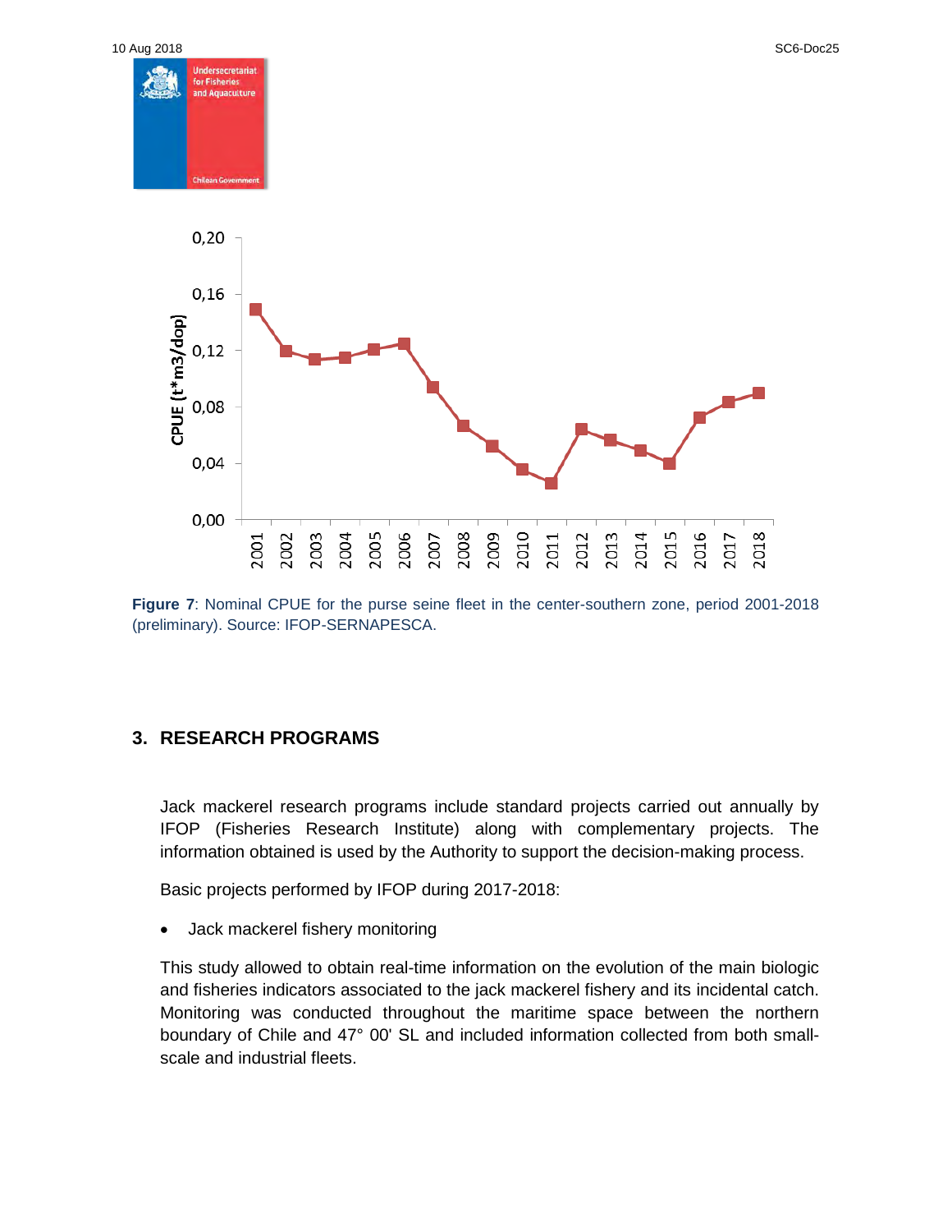**Figure 7**: Nominal CPUE for the purse seine fleet in the center-southern zone, period 2001-2018 (preliminary). Source: IFOP-SERNAPESCA.

## 3. RESEARCH PROGRAMS

Jack mackerel research programs include standard projects carried out annually by IFOP (Fisheries Research Institute) along with complementary projects. The information obtained is used by the Authority to support the decision-making process.

Basic projects performed by IFOP during 2017-2018:

- Jack mackerel fishery monitoring

This study allowed to obtain real-time information on the evolution of the main biologic and fisheries indicators associated to the jack mackerel fishery and its incidental catch. Monitoring was conducted throughout the maritime space between the northern boundary of Chile and 47° 00' SL and included information collected from both small-scale and industrial fleets.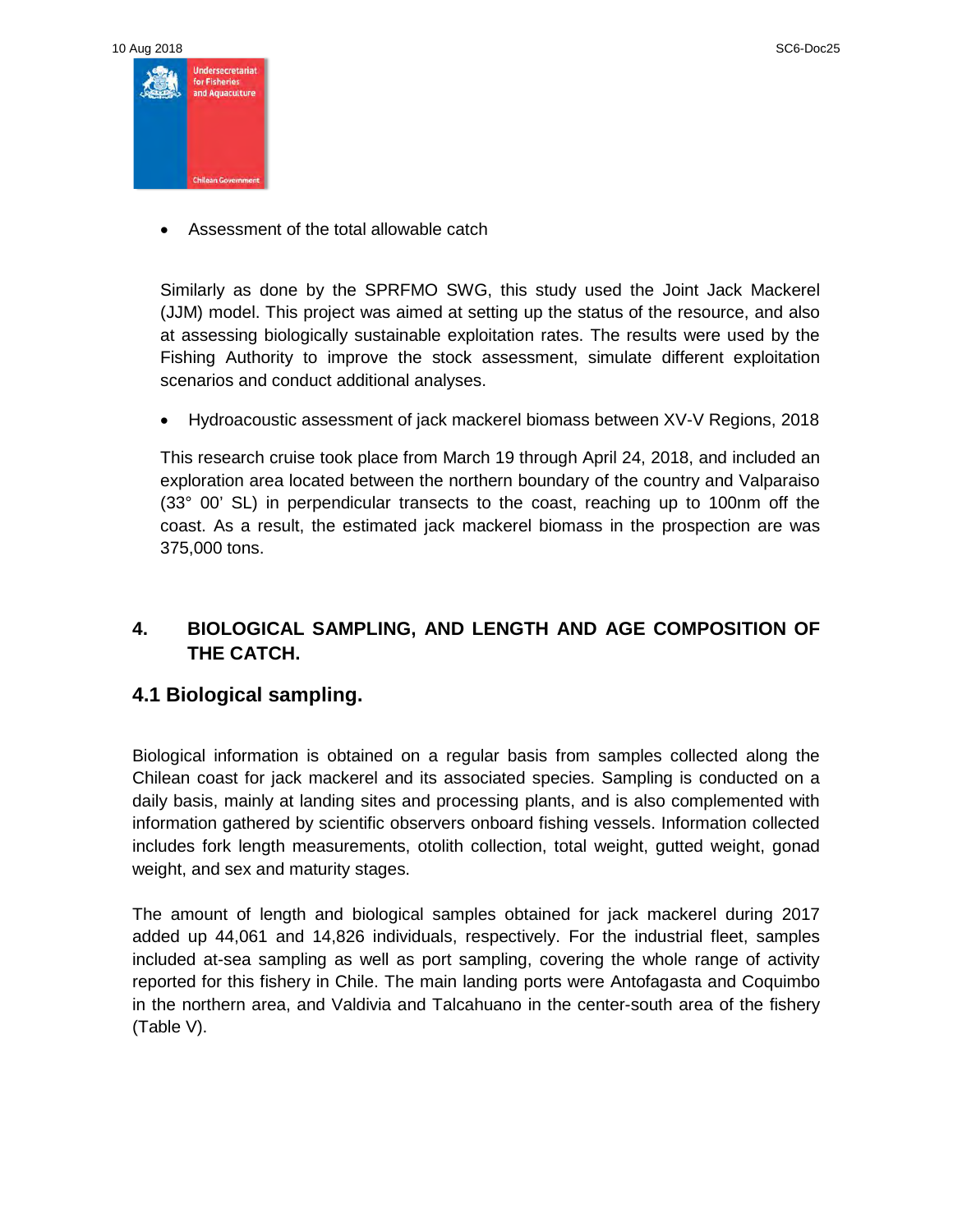- Assessment of the total allowable catch

Similarly as done by the SPRFMO SWG, this study used the Joint Jack Mackerel (JJM) model. This project was aimed at setting up the status of the resource, and also at assessing biologically sustainable exploitation rates. The results were used by the Fishing Authority to improve the stock assessment, simulate different exploitation scenarios and conduct additional analyses.

- Hydroacoustic assessment of jack mackerel biomass between XV-V Regions, 2018

This research cruise took place from March 19 through April 24, 2018, and included an exploration area located between the northern boundary of the country and Valparaiso (33° 00' SL) in perpendicular transects to the coast, reaching up to 100nm off the coast. As a result, the estimated jack mackerel biomass in the prospection are was 375,000 tons.

## 4. BIOLOGICAL SAMPLING, AND LENGTH AND AGE COMPOSITION OF THE CATCH.

### 4.1 Biological sampling.

Biological information is obtained on a regular basis from samples collected along the Chilean coast for jack mackerel and its associated species. Sampling is conducted on a daily basis, mainly at landing sites and processing plants, and is also complemented with information gathered by scientific observers onboard fishing vessels. Information collected includes fork length measurements, otolith collection, total weight, gutted weight, gonad weight, and sex and maturity stages.

The amount of length and biological samples obtained for jack mackerel during 2017 added up 44,061 and 14,826 individuals, respectively. For the industrial fleet, samples included at-sea sampling as well as port sampling, covering the whole range of activity reported for this fishery in Chile. The main landing ports were Antofagasta and Coquimbo in the northern area, and Valdivia and Talcahuano in the center-south area of the fishery (Table V).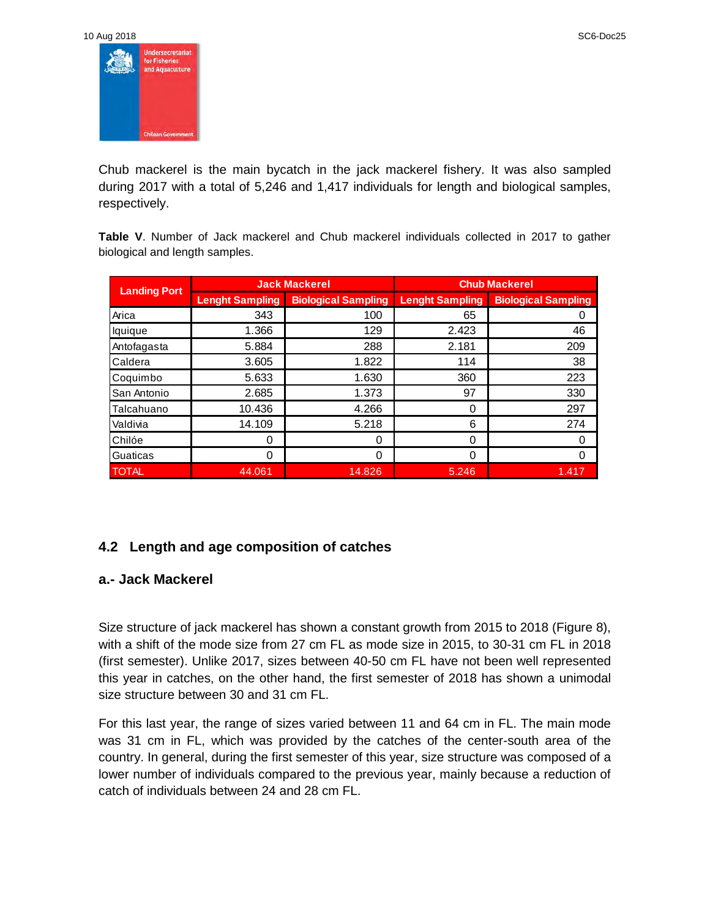Chub mackerel is the main bycatch in the jack mackerel fishery. It was also sampled during 2017 with a total of 5,246 and 1,417 individuals for length and biological samples, respectively.

**Table V**. Number of Jack mackerel and Chub mackerel individuals collected in 2017 to gather biological and length samples.

| Landing Port | Jack Mackerel | | Chub Mackerel | |
|---|---|---|---|---|
| | Lenght Sampling | Biological Sampling | Lenght Sampling | Biological Sampling |
| Arica | 343 | 100 | 65 | 0 |
| Iquique | 1.366 | 129 | 2.423 | 46 |
| Antofagasta | 5.884 | 288 | 2.181 | 209 |
| Caldera | 3.605 | 1.822 | 114 | 38 |
| Coquimbo | 5.633 | 1.630 | 360 | 223 |
| San Antonio | 2.685 | 1.373 | 97 | 330 |
| Talcahuano | 10.436 | 4.266 | 0 | 297 |
| Valdivia | 14.109 | 5.218 | 6 | 274 |
| Chilóe | 0 | 0 | 0 | 0 |
| Guaticas | 0 | 0 | 0 | 0 |
| TOTAL | 44.061 | 14.826 | 5.246 | 1.417 |

## 4.2 Length and age composition of catches

### a.- Jack Mackerel

Size structure of jack mackerel has shown a constant growth from 2015 to 2018 (Figure 8), with a shift of the mode size from 27 cm FL as mode size in 2015, to 30-31 cm FL in 2018 (first semester). Unlike 2017, sizes between 40-50 cm FL have not been well represented this year in catches, on the other hand, the first semester of 2018 has shown a unimodal size structure between 30 and 31 cm FL.

For this last year, the range of sizes varied between 11 and 64 cm in FL. The main mode was 31 cm in FL, which was provided by the catches of the center-south area of the country. In general, during the first semester of this year, size structure was composed of a lower number of individuals compared to the previous year, mainly because a reduction of catch of individuals between 24 and 28 cm FL.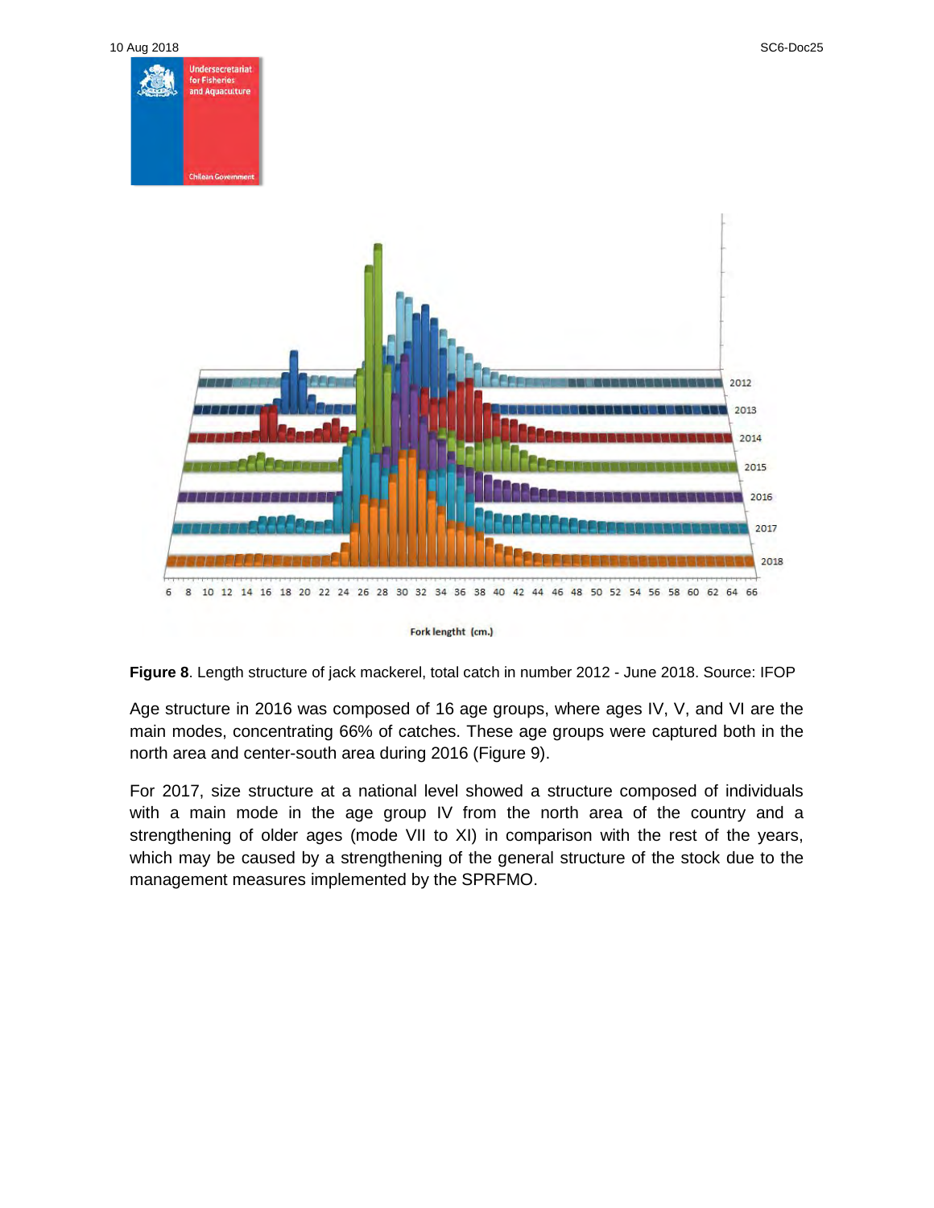**Figure 8**. Length structure of jack mackerel, total catch in number 2012 - June 2018. Source: IFOP

Age structure in 2016 was composed of 16 age groups, where ages IV, V, and VI are the main modes, concentrating 66% of catches. These age groups were captured both in the north area and center-south area during 2016 (Figure 9).

For 2017, size structure at a national level showed a structure composed of individuals with a main mode in the age group IV from the north area of the country and a strengthening of older ages (mode VII to XI) in comparison with the rest of the years, which may be caused by a strengthening of the general structure of the stock due to the management measures implemented by the SPRFMO.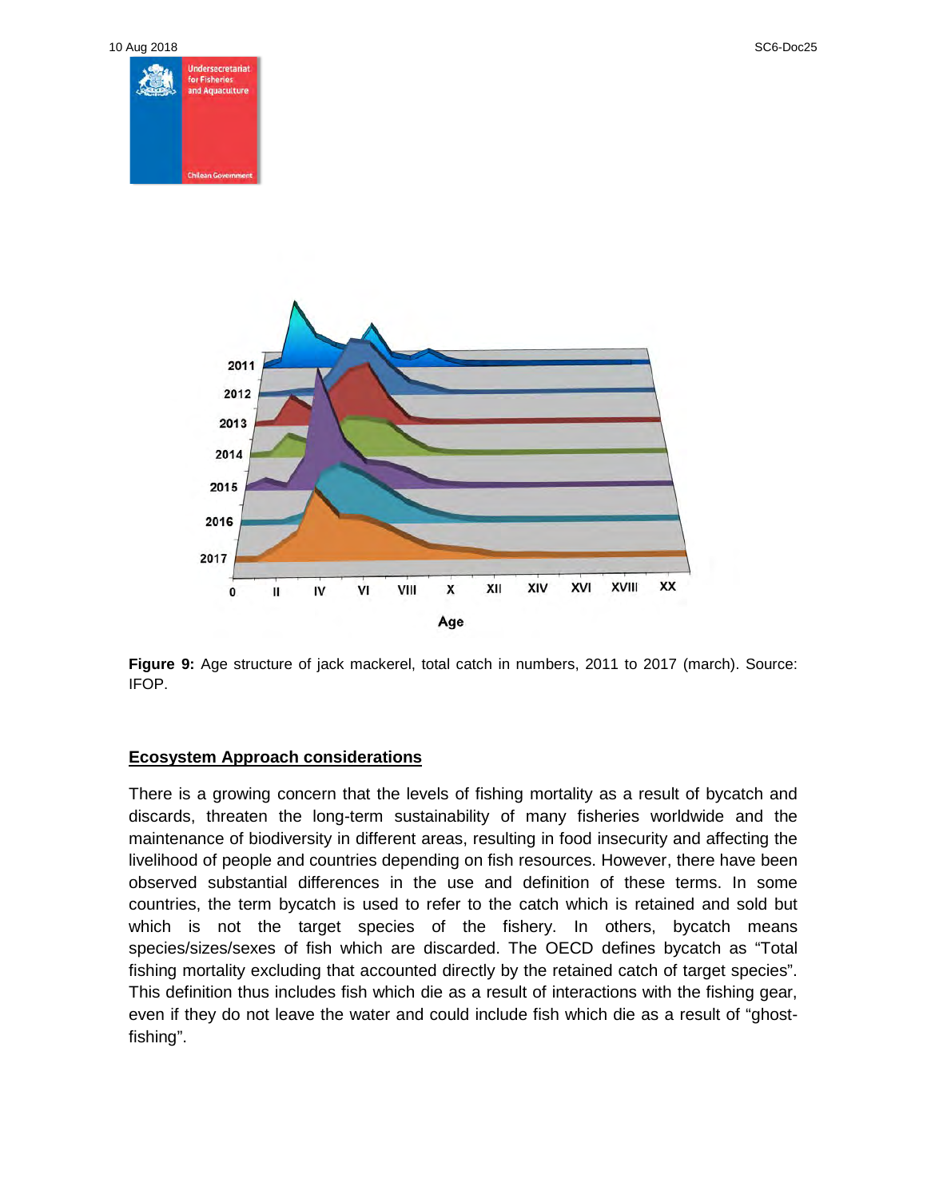**Figure 9:** Age structure of jack mackerel, total catch in numbers, 2011 to 2017 (march). Source: IFOP.

## Ecosystem Approach considerations

There is a growing concern that the levels of fishing mortality as a result of bycatch and discards, threaten the long-term sustainability of many fisheries worldwide and the maintenance of biodiversity in different areas, resulting in food insecurity and affecting the livelihood of people and countries depending on fish resources. However, there have been observed substantial differences in the use and definition of these terms. In some countries, the term bycatch is used to refer to the catch which is retained and sold but which is not the target species of the fishery. In others, bycatch means species/sizes/sexes of fish which are discarded. The OECD defines bycatch as "Total fishing mortality excluding that accounted directly by the retained catch of target species". This definition thus includes fish which die as a result of interactions with the fishing gear, even if they do not leave the water and could include fish which die as a result of "ghost-fishing".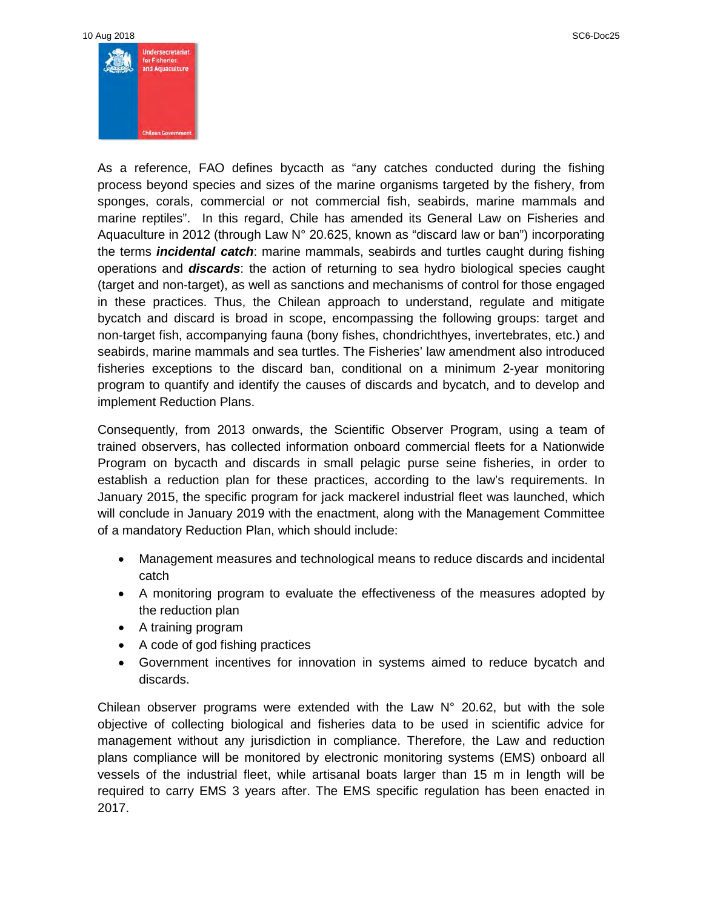As a reference, FAO defines bycacth as “any catches conducted during the fishing process beyond species and sizes of the marine organisms targeted by the fishery, from sponges, corals, commercial or not commercial fish, seabirds, marine mammals and marine reptiles”. In this regard, Chile has amended its General Law on Fisheries and Aquaculture in 2012 (through Law N° 20.625, known as “discard law or ban”) incorporating the terms ***incidental catch***: marine mammals, seabirds and turtles caught during fishing operations and ***discards***: the action of returning to sea hydro biological species caught (target and non-target), as well as sanctions and mechanisms of control for those engaged in these practices. Thus, the Chilean approach to understand, regulate and mitigate bycatch and discard is broad in scope, encompassing the following groups: target and non-target fish, accompanying fauna (bony fishes, chondrichthyes, invertebrates, etc.) and seabirds, marine mammals and sea turtles. The Fisheries' law amendment also introduced fisheries exceptions to the discard ban, conditional on a minimum 2-year monitoring program to quantify and identify the causes of discards and bycatch, and to develop and implement Reduction Plans.

Consequently, from 2013 onwards, the Scientific Observer Program, using a team of trained observers, has collected information onboard commercial fleets for a Nationwide Program on bycacth and discards in small pelagic purse seine fisheries, in order to establish a reduction plan for these practices, according to the law's requirements. In January 2015, the specific program for jack mackerel industrial fleet was launched, which will conclude in January 2019 with the enactment, along with the Management Committee of a mandatory Reduction Plan, which should include:

- Management measures and technological means to reduce discards and incidental catch
- A monitoring program to evaluate the effectiveness of the measures adopted by the reduction plan
- A training program
- A code of god fishing practices
- Government incentives for innovation in systems aimed to reduce bycatch and discards.

Chilean observer programs were extended with the Law N° 20.62, but with the sole objective of collecting biological and fisheries data to be used in scientific advice for management without any jurisdiction in compliance. Therefore, the Law and reduction plans compliance will be monitored by electronic monitoring systems (EMS) onboard all vessels of the industrial fleet, while artisanal boats larger than 15 m in length will be required to carry EMS 3 years after. The EMS specific regulation has been enacted in 2017.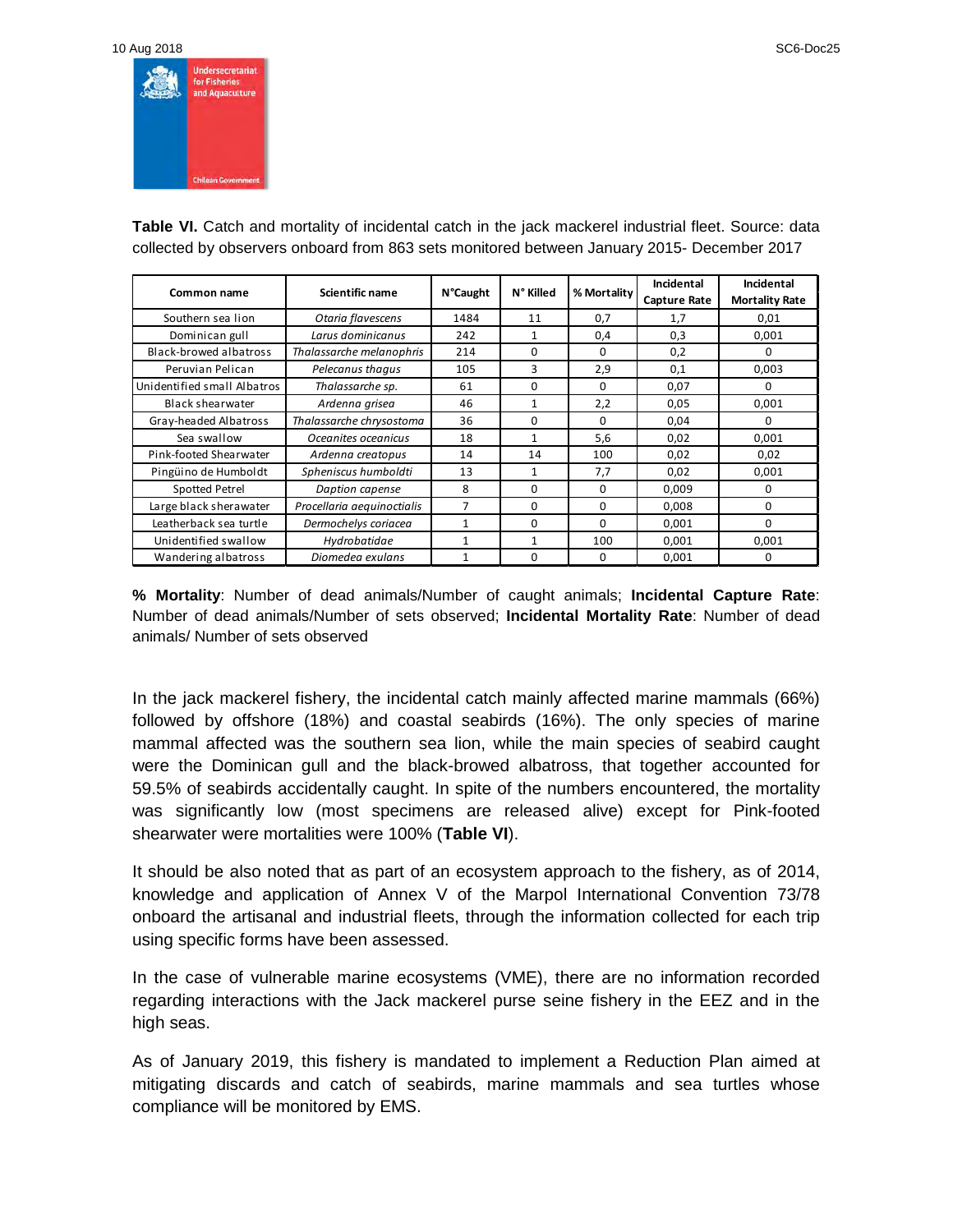**Table VI.** Catch and mortality of incidental catch in the jack mackerel industrial fleet. Source: data collected by observers onboard from 863 sets monitored between January 2015- December 2017

| Common name | Scientific name | N°Caught | N° Killed | % Mortality | Incidental Capture Rate | Incidental Mortality Rate |
|---|---|---|---|---|---|---|
| Southern sea lion | *Otaria flavescens* | 1484 | 11 | 0,7 | 1,7 | 0,01 |
| Dominican gull | *Larus dominicanus* | 242 | 1 | 0,4 | 0,3 | 0,001 |
| Black-browed albatross | *Thalassarche melanophris* | 214 | 0 | 0 | 0,2 | 0 |
| Peruvian Pelican | *Pelecanus thagus* | 105 | 3 | 2,9 | 0,1 | 0,003 |
| Unidentified small Albatros | *Thalassarche sp.* | 61 | 0 | 0 | 0,07 | 0 |
| Black shearwater | *Ardenna grisea* | 46 | 1 | 2,2 | 0,05 | 0,001 |
| Gray-headed Albatross | *Thalassarche chrysostoma* | 36 | 0 | 0 | 0,04 | 0 |
| Sea swallow | *Oceanites oceanicus* | 18 | 1 | 5,6 | 0,02 | 0,001 |
| Pink-footed Shearwater | *Ardenna creatopus* | 14 | 14 | 100 | 0,02 | 0,02 |
| Pingüino de Humboldt | *Spheniscus humboldti* | 13 | 1 | 7,7 | 0,02 | 0,001 |
| Spotted Petrel | *Daption capense* | 8 | 0 | 0 | 0,009 | 0 |
| Large black sherawater | *Procellaria aequinoctialis* | 7 | 0 | 0 | 0,008 | 0 |
| Leatherback sea turtle | *Dermochelys coriacea* | 1 | 0 | 0 | 0,001 | 0 |
| Unidentified swallow | *Hydrobatidae* | 1 | 1 | 100 | 0,001 | 0,001 |
| Wandering albatross | *Diomedea exulans* | 1 | 0 | 0 | 0,001 | 0 |

**% Mortality**: Number of dead animals/Number of caught animals; **Incidental Capture Rate**: Number of dead animals/Number of sets observed; **Incidental Mortality Rate**: Number of dead animals/ Number of sets observed

In the jack mackerel fishery, the incidental catch mainly affected marine mammals (66%) followed by offshore (18%) and coastal seabirds (16%). The only species of marine mammal affected was the southern sea lion, while the main species of seabird caught were the Dominican gull and the black-browed albatross, that together accounted for 59.5% of seabirds accidentally caught. In spite of the numbers encountered, the mortality was significantly low (most specimens are released alive) except for Pink-footed shearwater were mortalities were 100% (**Table VI**).

It should be also noted that as part of an ecosystem approach to the fishery, as of 2014, knowledge and application of Annex V of the Marpol International Convention 73/78 onboard the artisanal and industrial fleets, through the information collected for each trip using specific forms have been assessed.

In the case of vulnerable marine ecosystems (VME), there are no information recorded regarding interactions with the Jack mackerel purse seine fishery in the EEZ and in the high seas.

As of January 2019, this fishery is mandated to implement a Reduction Plan aimed at mitigating discards and catch of seabirds, marine mammals and sea turtles whose compliance will be monitored by EMS.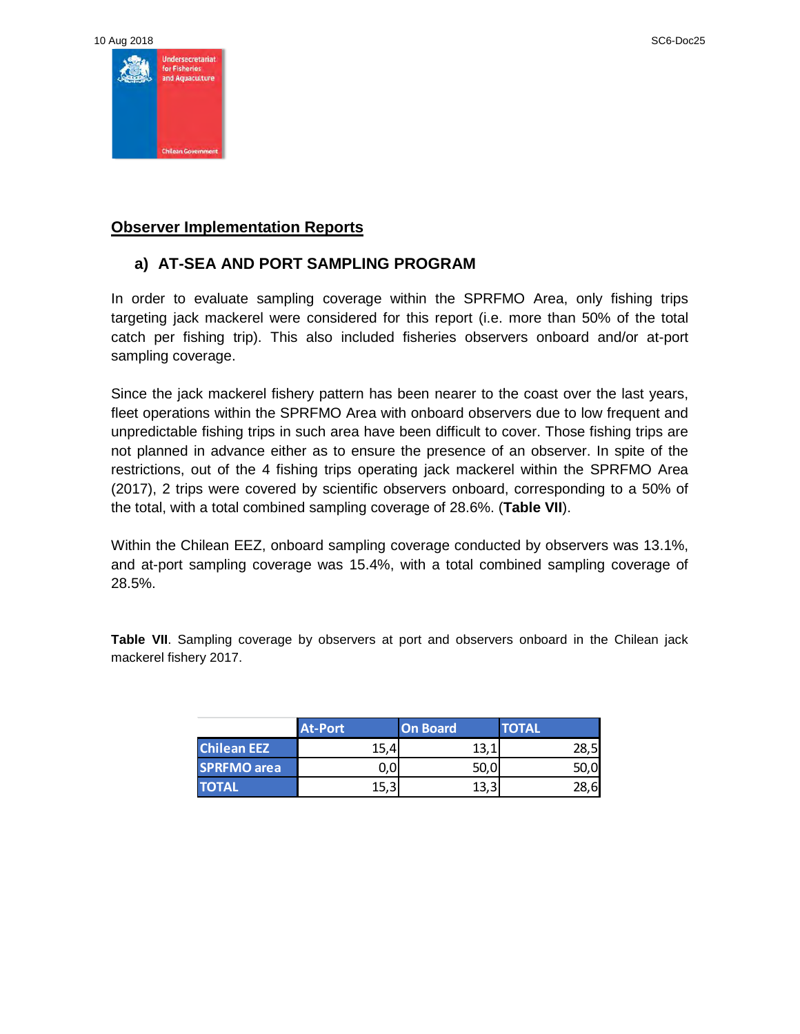## Observer Implementation Reports

### a) AT-SEA AND PORT SAMPLING PROGRAM

In order to evaluate sampling coverage within the SPRFMO Area, only fishing trips targeting jack mackerel were considered for this report (i.e. more than 50% of the total catch per fishing trip). This also included fisheries observers onboard and/or at-port sampling coverage.

Since the jack mackerel fishery pattern has been nearer to the coast over the last years, fleet operations within the SPRFMO Area with onboard observers due to low frequent and unpredictable fishing trips in such area have been difficult to cover. Those fishing trips are not planned in advance either as to ensure the presence of an observer. In spite of the restrictions, out of the 4 fishing trips operating jack mackerel within the SPRFMO Area (2017), 2 trips were covered by scientific observers onboard, corresponding to a 50% of the total, with a total combined sampling coverage of 28.6%. (**Table VII**).

Within the Chilean EEZ, onboard sampling coverage conducted by observers was 13.1%, and at-port sampling coverage was 15.4%, with a total combined sampling coverage of 28.5%.

**Table VII**. Sampling coverage by observers at port and observers onboard in the Chilean jack mackerel fishery 2017.

| | At-Port | On Board | TOTAL |
|---|---|---|---|
| Chilean EEZ | 15,4 | 13,1 | 28,5 |
| SPRFMO area | 0,0 | 50,0 | 50,0 |
| TOTAL | 15,3 | 13,3 | 28,6 |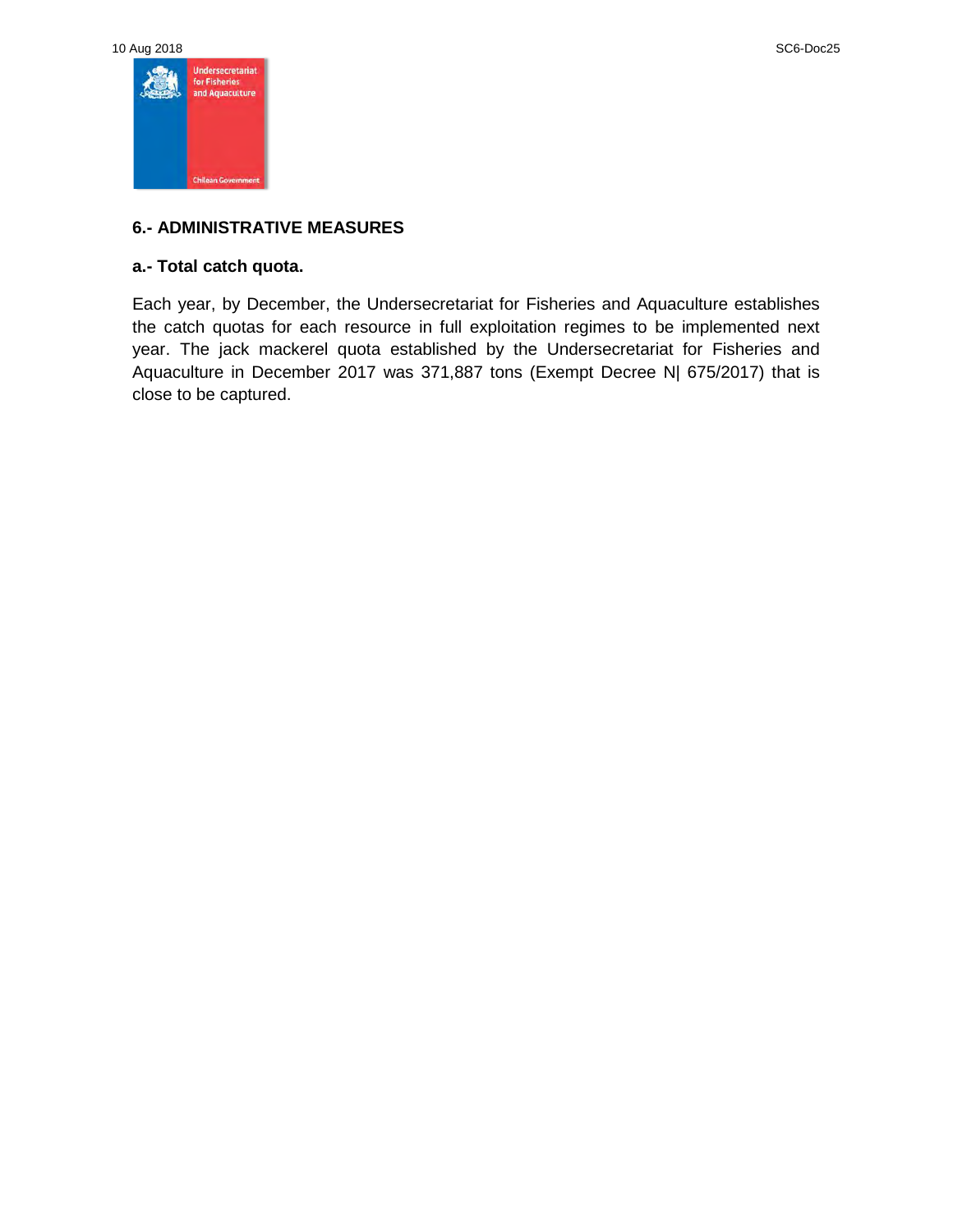## 6.- ADMINISTRATIVE MEASURES

### a.- Total catch quota.

Each year, by December, the Undersecretariat for Fisheries and Aquaculture establishes the catch quotas for each resource in full exploitation regimes to be implemented next year. The jack mackerel quota established by the Undersecretariat for Fisheries and Aquaculture in December 2017 was 371,887 tons (Exempt Decree N| 675/2017) that is close to be captured.